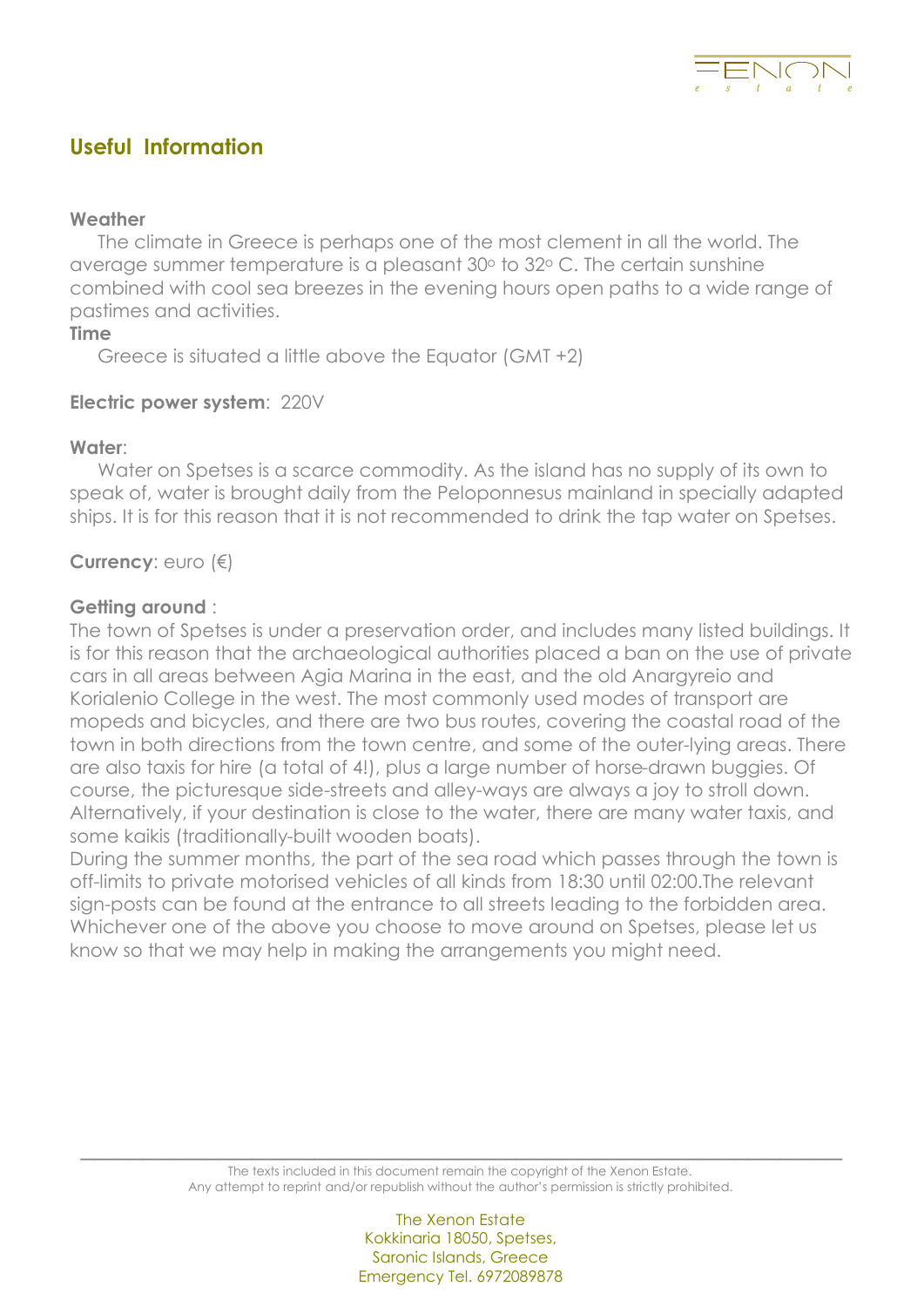## Useful Information

**Weather**

The climate in Greece is perhaps one of the most clement in all the world. The average summer temperature is a pleasant 30° to 32° C. The certain sunshine combined with cool sea breezes in the evening hours open paths to a wide range of pastimes and activities.

**Time**

Greece is situated a little above the Equator (GMT +2)

**Electric power system**: 220V

**Water**:

Water on Spetses is a scarce commodity. As the island has no supply of its own to speak of, water is brought daily from the Peloponnesus mainland in specially adapted ships. It is for this reason that it is not recommended to drink the tap water on Spetses.

**Currency**: euro (€)

**Getting around** :

The town of Spetses is under a preservation order, and includes many listed buildings. It is for this reason that the archaeological authorities placed a ban on the use of private cars in all areas between Agia Marina in the east, and the old Anargyreio and Korialenio College in the west. The most commonly used modes of transport are mopeds and bicycles, and there are two bus routes, covering the coastal road of the town in both directions from the town centre, and some of the outer-lying areas. There are also taxis for hire (a total of 4!), plus a large number of horse-drawn buggies. Of course, the picturesque side-streets and alley-ways are always a joy to stroll down. Alternatively, if your destination is close to the water, there are many water taxis, and some kaikis (traditionally-built wooden boats).

During the summer months, the part of the sea road which passes through the town is off-limits to private motorised vehicles of all kinds from 18:30 until 02:00.The relevant sign-posts can be found at the entrance to all streets leading to the forbidden area. Whichever one of the above you choose to move around on Spetses, please let us know so that we may help in making the arrangements you might need.

The texts included in this document remain the copyright of the Xenon Estate.
Any attempt to reprint and/or republish without the author's permission is strictly prohibited.

The Xenon Estate
Kokkinaria 18050, Spetses,
Saronic Islands, Greece
Emergency Tel. 6972089878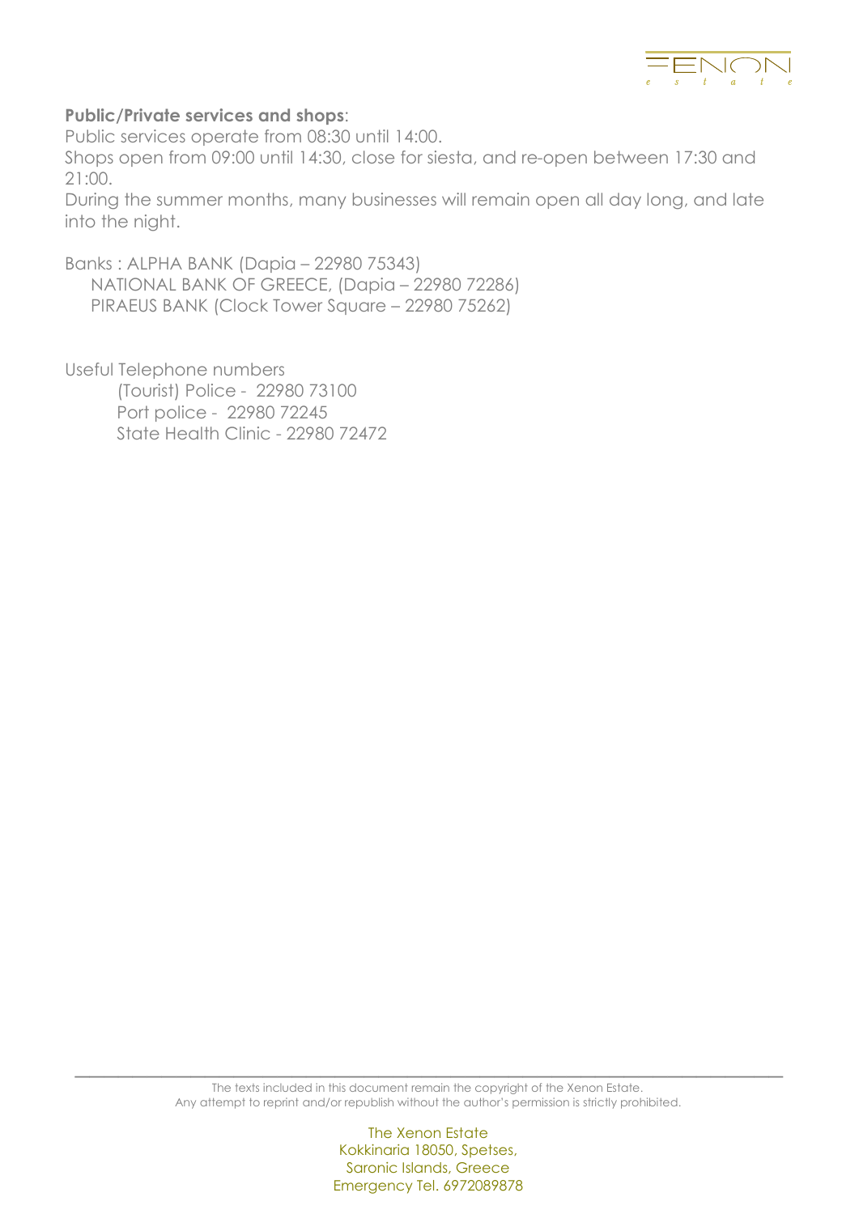**Public/Private services and shops**:

Public services operate from 08:30 until 14:00.

Shops open from 09:00 until 14:30, close for siesta, and re-open between 17:30 and 21:00.

During the summer months, many businesses will remain open all day long, and late into the night.

Banks : ALPHA BANK (Dapia – 22980 75343)
NATIONAL BANK OF GREECE, (Dapia – 22980 72286)
PIRAEUS BANK (Clock Tower Square – 22980 75262)

Useful Telephone numbers
(Tourist) Police - 22980 73100
Port police - 22980 72245
State Health Clinic - 22980 72472

The texts included in this document remain the copyright of the Xenon Estate.
Any attempt to reprint and/or republish without the author's permission is strictly prohibited.

The Xenon Estate
Kokkinaria 18050, Spetses,
Saronic Islands, Greece
Emergency Tel. 6972089878